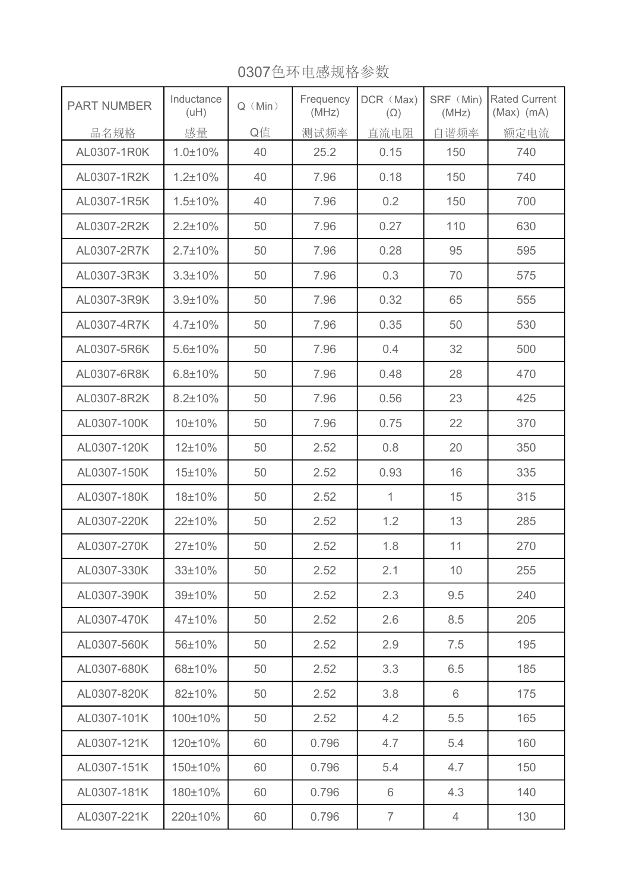# 0307色环电感规格参数

| PART NUMBER<br>品名规格 | Inductance (uH)<br>感量 | Q（Min）<br>Q值 | Frequency (MHz)<br>测试频率 | DCR（Max) (Ω)<br>直流电阻 | SRF（Min) (MHz)<br>自谐频率 | Rated Current (Max) (mA)<br>额定电流 |
|---|---|---|---|---|---|---|
| AL0307-1R0K | 1.0±10% | 40 | 25.2 | 0.15 | 150 | 740 |
| AL0307-1R2K | 1.2±10% | 40 | 7.96 | 0.18 | 150 | 740 |
| AL0307-1R5K | 1.5±10% | 40 | 7.96 | 0.2 | 150 | 700 |
| AL0307-2R2K | 2.2±10% | 50 | 7.96 | 0.27 | 110 | 630 |
| AL0307-2R7K | 2.7±10% | 50 | 7.96 | 0.28 | 95 | 595 |
| AL0307-3R3K | 3.3±10% | 50 | 7.96 | 0.3 | 70 | 575 |
| AL0307-3R9K | 3.9±10% | 50 | 7.96 | 0.32 | 65 | 555 |
| AL0307-4R7K | 4.7±10% | 50 | 7.96 | 0.35 | 50 | 530 |
| AL0307-5R6K | 5.6±10% | 50 | 7.96 | 0.4 | 32 | 500 |
| AL0307-6R8K | 6.8±10% | 50 | 7.96 | 0.48 | 28 | 470 |
| AL0307-8R2K | 8.2±10% | 50 | 7.96 | 0.56 | 23 | 425 |
| AL0307-100K | 10±10% | 50 | 7.96 | 0.75 | 22 | 370 |
| AL0307-120K | 12±10% | 50 | 2.52 | 0.8 | 20 | 350 |
| AL0307-150K | 15±10% | 50 | 2.52 | 0.93 | 16 | 335 |
| AL0307-180K | 18±10% | 50 | 2.52 | 1 | 15 | 315 |
| AL0307-220K | 22±10% | 50 | 2.52 | 1.2 | 13 | 285 |
| AL0307-270K | 27±10% | 50 | 2.52 | 1.8 | 11 | 270 |
| AL0307-330K | 33±10% | 50 | 2.52 | 2.1 | 10 | 255 |
| AL0307-390K | 39±10% | 50 | 2.52 | 2.3 | 9.5 | 240 |
| AL0307-470K | 47±10% | 50 | 2.52 | 2.6 | 8.5 | 205 |
| AL0307-560K | 56±10% | 50 | 2.52 | 2.9 | 7.5 | 195 |
| AL0307-680K | 68±10% | 50 | 2.52 | 3.3 | 6.5 | 185 |
| AL0307-820K | 82±10% | 50 | 2.52 | 3.8 | 6 | 175 |
| AL0307-101K | 100±10% | 50 | 2.52 | 4.2 | 5.5 | 165 |
| AL0307-121K | 120±10% | 60 | 0.796 | 4.7 | 5.4 | 160 |
| AL0307-151K | 150±10% | 60 | 0.796 | 5.4 | 4.7 | 150 |
| AL0307-181K | 180±10% | 60 | 0.796 | 6 | 4.3 | 140 |
| AL0307-221K | 220±10% | 60 | 0.796 | 7 | 4 | 130 |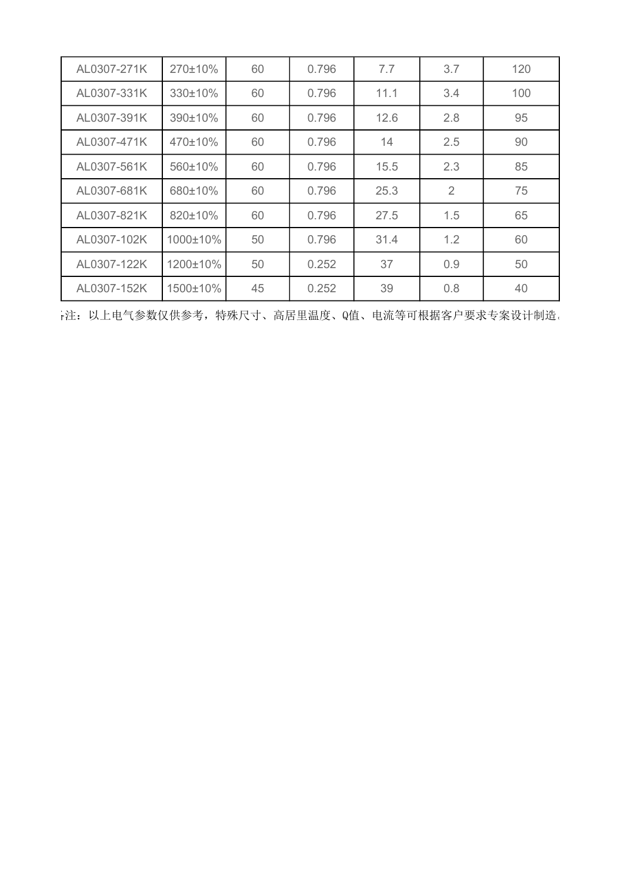| AL0307-271K | 270±10% | 60 | 0.796 | 7.7 | 3.7 | 120 |
|---|---|---|---|---|---|---|
| AL0307-331K | 330±10% | 60 | 0.796 | 11.1 | 3.4 | 100 |
| AL0307-391K | 390±10% | 60 | 0.796 | 12.6 | 2.8 | 95 |
| AL0307-471K | 470±10% | 60 | 0.796 | 14 | 2.5 | 90 |
| AL0307-561K | 560±10% | 60 | 0.796 | 15.5 | 2.3 | 85 |
| AL0307-681K | 680±10% | 60 | 0.796 | 25.3 | 2 | 75 |
| AL0307-821K | 820±10% | 60 | 0.796 | 27.5 | 1.5 | 65 |
| AL0307-102K | 1000±10% | 50 | 0.796 | 31.4 | 1.2 | 60 |
| AL0307-122K | 1200±10% | 50 | 0.252 | 37 | 0.9 | 50 |
| AL0307-152K | 1500±10% | 45 | 0.252 | 39 | 0.8 | 40 |

备注：以上电气参数仅供参考，特殊尺寸、高居里温度、Q值、电流等可根据客户要求专案设计制造。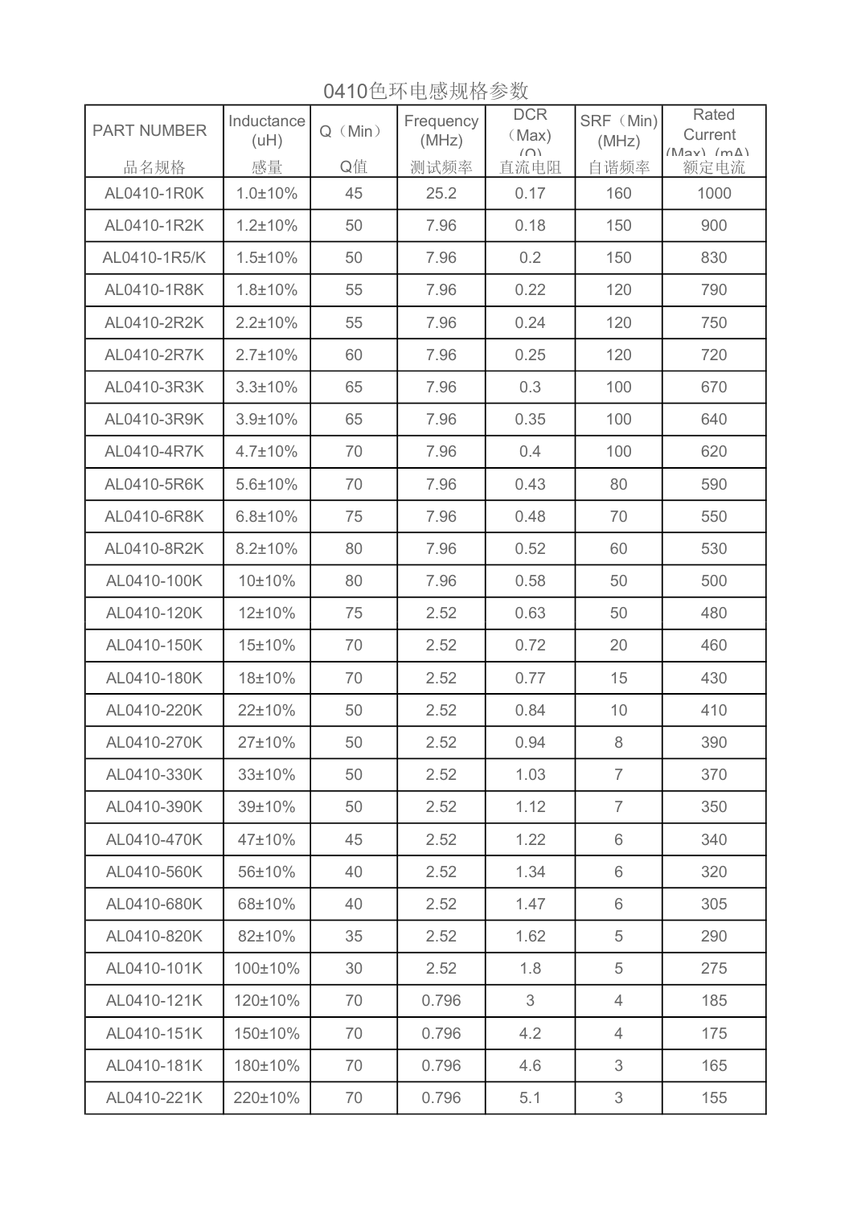# 0410色环电感规格参数

| PART NUMBER<br>品名规格 | Inductance (uH)<br>感量 | Q（Min）<br>Q值 | Frequency (MHz)<br>测试频率 | DCR（Max）(Ω)<br>直流电阻 | SRF（Min）(MHz)<br>自谐频率 | Rated Current (Max) (mA)<br>额定电流 |
|---|---|---|---|---|---|---|
| AL0410-1R0K | 1.0±10% | 45 | 25.2 | 0.17 | 160 | 1000 |
| AL0410-1R2K | 1.2±10% | 50 | 7.96 | 0.18 | 150 | 900 |
| AL0410-1R5/K | 1.5±10% | 50 | 7.96 | 0.2 | 150 | 830 |
| AL0410-1R8K | 1.8±10% | 55 | 7.96 | 0.22 | 120 | 790 |
| AL0410-2R2K | 2.2±10% | 55 | 7.96 | 0.24 | 120 | 750 |
| AL0410-2R7K | 2.7±10% | 60 | 7.96 | 0.25 | 120 | 720 |
| AL0410-3R3K | 3.3±10% | 65 | 7.96 | 0.3 | 100 | 670 |
| AL0410-3R9K | 3.9±10% | 65 | 7.96 | 0.35 | 100 | 640 |
| AL0410-4R7K | 4.7±10% | 70 | 7.96 | 0.4 | 100 | 620 |
| AL0410-5R6K | 5.6±10% | 70 | 7.96 | 0.43 | 80 | 590 |
| AL0410-6R8K | 6.8±10% | 75 | 7.96 | 0.48 | 70 | 550 |
| AL0410-8R2K | 8.2±10% | 80 | 7.96 | 0.52 | 60 | 530 |
| AL0410-100K | 10±10% | 80 | 7.96 | 0.58 | 50 | 500 |
| AL0410-120K | 12±10% | 75 | 2.52 | 0.63 | 50 | 480 |
| AL0410-150K | 15±10% | 70 | 2.52 | 0.72 | 20 | 460 |
| AL0410-180K | 18±10% | 70 | 2.52 | 0.77 | 15 | 430 |
| AL0410-220K | 22±10% | 50 | 2.52 | 0.84 | 10 | 410 |
| AL0410-270K | 27±10% | 50 | 2.52 | 0.94 | 8 | 390 |
| AL0410-330K | 33±10% | 50 | 2.52 | 1.03 | 7 | 370 |
| AL0410-390K | 39±10% | 50 | 2.52 | 1.12 | 7 | 350 |
| AL0410-470K | 47±10% | 45 | 2.52 | 1.22 | 6 | 340 |
| AL0410-560K | 56±10% | 40 | 2.52 | 1.34 | 6 | 320 |
| AL0410-680K | 68±10% | 40 | 2.52 | 1.47 | 6 | 305 |
| AL0410-820K | 82±10% | 35 | 2.52 | 1.62 | 5 | 290 |
| AL0410-101K | 100±10% | 30 | 2.52 | 1.8 | 5 | 275 |
| AL0410-121K | 120±10% | 70 | 0.796 | 3 | 4 | 185 |
| AL0410-151K | 150±10% | 70 | 0.796 | 4.2 | 4 | 175 |
| AL0410-181K | 180±10% | 70 | 0.796 | 4.6 | 3 | 165 |
| AL0410-221K | 220±10% | 70 | 0.796 | 5.1 | 3 | 155 |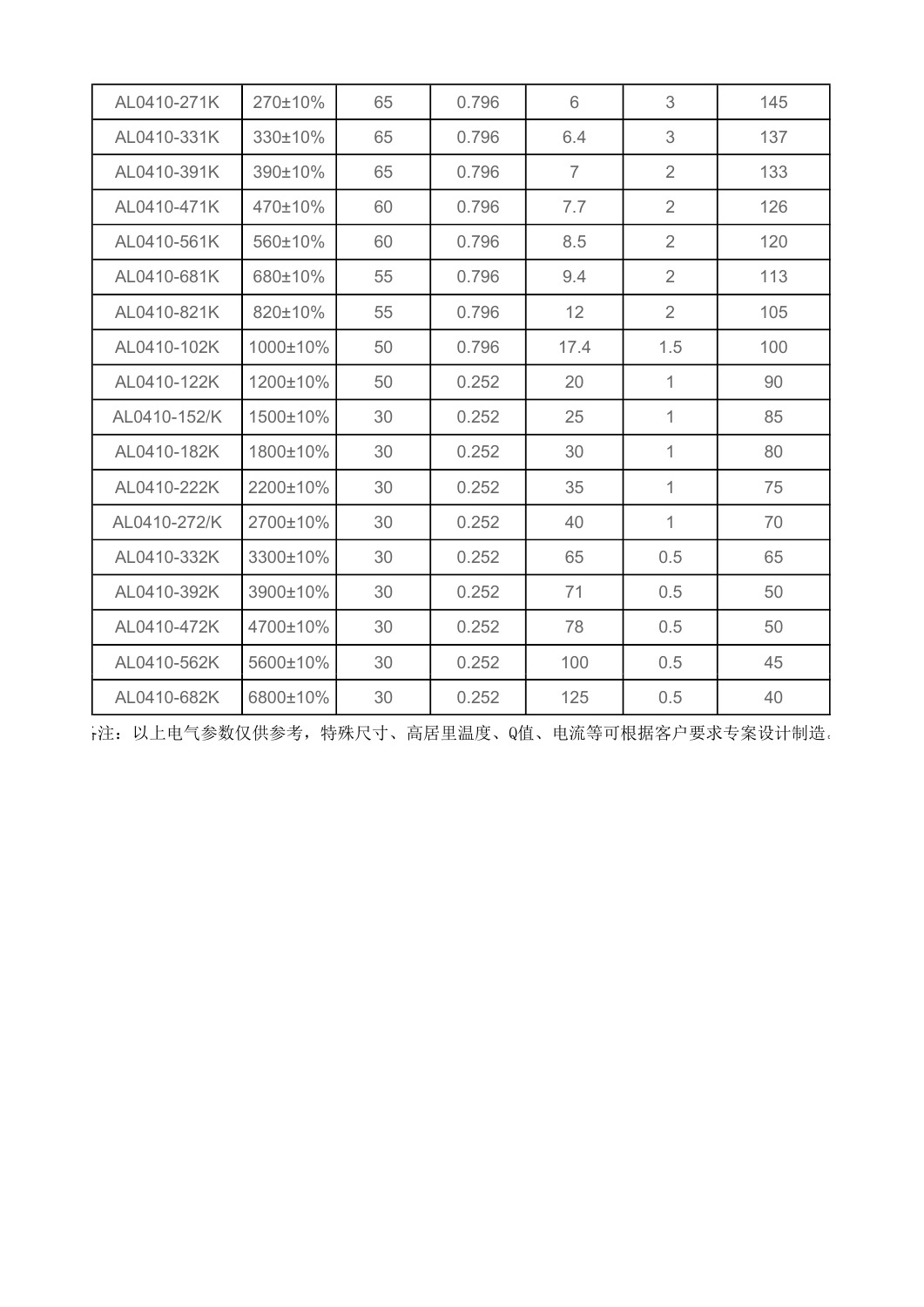| | | | | | | |
|---|---|---|---|---|---|---|
| AL0410-271K | 270±10% | 65 | 0.796 | 6 | 3 | 145 |
| AL0410-331K | 330±10% | 65 | 0.796 | 6.4 | 3 | 137 |
| AL0410-391K | 390±10% | 65 | 0.796 | 7 | 2 | 133 |
| AL0410-471K | 470±10% | 60 | 0.796 | 7.7 | 2 | 126 |
| AL0410-561K | 560±10% | 60 | 0.796 | 8.5 | 2 | 120 |
| AL0410-681K | 680±10% | 55 | 0.796 | 9.4 | 2 | 113 |
| AL0410-821K | 820±10% | 55 | 0.796 | 12 | 2 | 105 |
| AL0410-102K | 1000±10% | 50 | 0.796 | 17.4 | 1.5 | 100 |
| AL0410-122K | 1200±10% | 50 | 0.252 | 20 | 1 | 90 |
| AL0410-152/K | 1500±10% | 30 | 0.252 | 25 | 1 | 85 |
| AL0410-182K | 1800±10% | 30 | 0.252 | 30 | 1 | 80 |
| AL0410-222K | 2200±10% | 30 | 0.252 | 35 | 1 | 75 |
| AL0410-272/K | 2700±10% | 30 | 0.252 | 40 | 1 | 70 |
| AL0410-332K | 3300±10% | 30 | 0.252 | 65 | 0.5 | 65 |
| AL0410-392K | 3900±10% | 30 | 0.252 | 71 | 0.5 | 50 |
| AL0410-472K | 4700±10% | 30 | 0.252 | 78 | 0.5 | 50 |
| AL0410-562K | 5600±10% | 30 | 0.252 | 100 | 0.5 | 45 |
| AL0410-682K | 6800±10% | 30 | 0.252 | 125 | 0.5 | 40 |

备注：以上电气参数仅供参考，特殊尺寸、高居里温度、Q值、电流等可根据客户要求专案设计制造。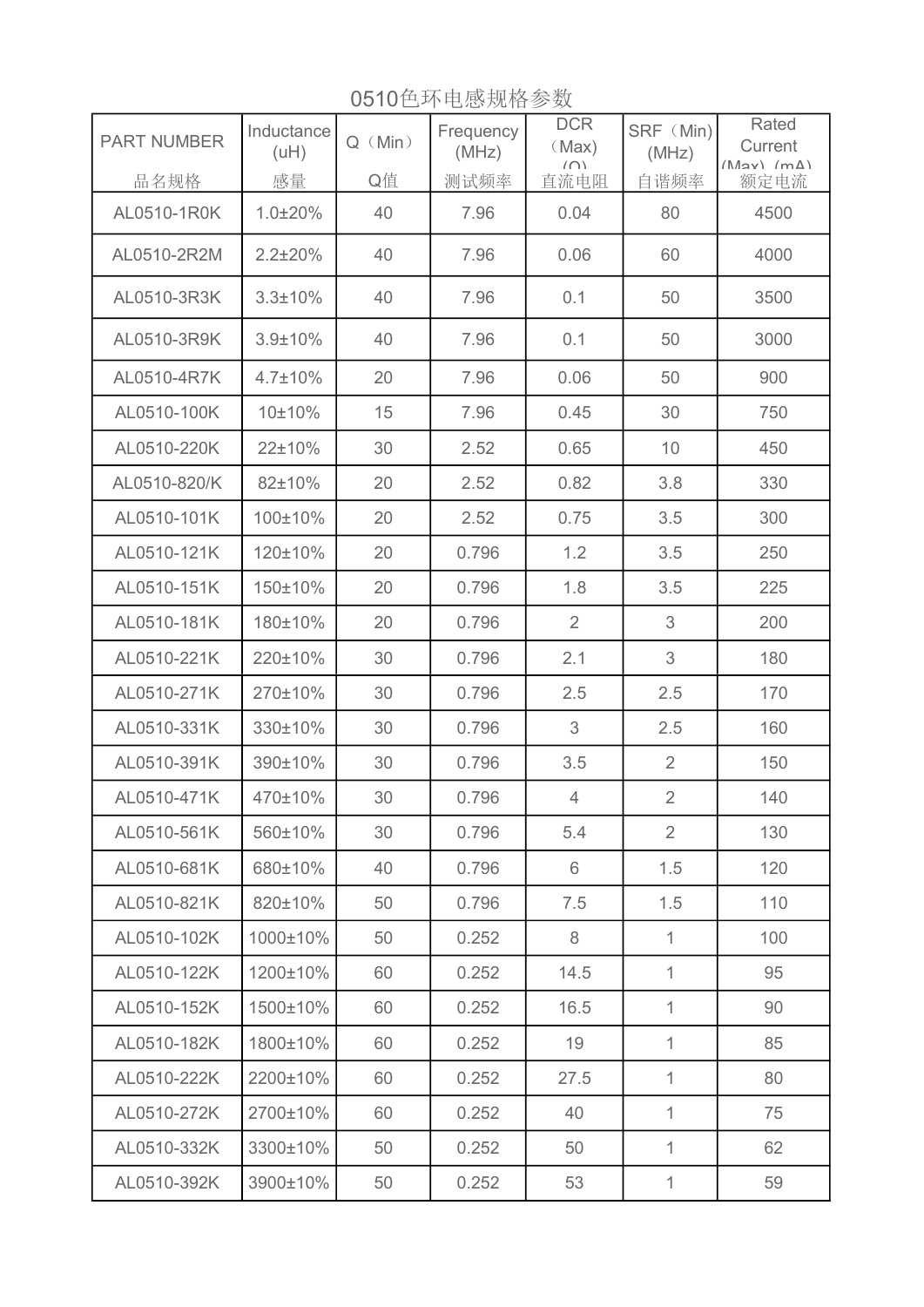# 0510色环电感规格参数

| PART NUMBER<br>品名规格 | Inductance (uH)<br>感量 | Q（Min）<br>Q值 | Frequency (MHz)<br>测试频率 | DCR（Max）(Ω)<br>直流电阻 | SRF（Min）(MHz)<br>自谐频率 | Rated Current (Max) (mA)<br>额定电流 |
|---|---|---|---|---|---|---|
| AL0510-1R0K | 1.0±20% | 40 | 7.96 | 0.04 | 80 | 4500 |
| AL0510-2R2M | 2.2±20% | 40 | 7.96 | 0.06 | 60 | 4000 |
| AL0510-3R3K | 3.3±10% | 40 | 7.96 | 0.1 | 50 | 3500 |
| AL0510-3R9K | 3.9±10% | 40 | 7.96 | 0.1 | 50 | 3000 |
| AL0510-4R7K | 4.7±10% | 20 | 7.96 | 0.06 | 50 | 900 |
| AL0510-100K | 10±10% | 15 | 7.96 | 0.45 | 30 | 750 |
| AL0510-220K | 22±10% | 30 | 2.52 | 0.65 | 10 | 450 |
| AL0510-820/K | 82±10% | 20 | 2.52 | 0.82 | 3.8 | 330 |
| AL0510-101K | 100±10% | 20 | 2.52 | 0.75 | 3.5 | 300 |
| AL0510-121K | 120±10% | 20 | 0.796 | 1.2 | 3.5 | 250 |
| AL0510-151K | 150±10% | 20 | 0.796 | 1.8 | 3.5 | 225 |
| AL0510-181K | 180±10% | 20 | 0.796 | 2 | 3 | 200 |
| AL0510-221K | 220±10% | 30 | 0.796 | 2.1 | 3 | 180 |
| AL0510-271K | 270±10% | 30 | 0.796 | 2.5 | 2.5 | 170 |
| AL0510-331K | 330±10% | 30 | 0.796 | 3 | 2.5 | 160 |
| AL0510-391K | 390±10% | 30 | 0.796 | 3.5 | 2 | 150 |
| AL0510-471K | 470±10% | 30 | 0.796 | 4 | 2 | 140 |
| AL0510-561K | 560±10% | 30 | 0.796 | 5.4 | 2 | 130 |
| AL0510-681K | 680±10% | 40 | 0.796 | 6 | 1.5 | 120 |
| AL0510-821K | 820±10% | 50 | 0.796 | 7.5 | 1.5 | 110 |
| AL0510-102K | 1000±10% | 50 | 0.252 | 8 | 1 | 100 |
| AL0510-122K | 1200±10% | 60 | 0.252 | 14.5 | 1 | 95 |
| AL0510-152K | 1500±10% | 60 | 0.252 | 16.5 | 1 | 90 |
| AL0510-182K | 1800±10% | 60 | 0.252 | 19 | 1 | 85 |
| AL0510-222K | 2200±10% | 60 | 0.252 | 27.5 | 1 | 80 |
| AL0510-272K | 2700±10% | 60 | 0.252 | 40 | 1 | 75 |
| AL0510-332K | 3300±10% | 50 | 0.252 | 50 | 1 | 62 |
| AL0510-392K | 3900±10% | 50 | 0.252 | 53 | 1 | 59 |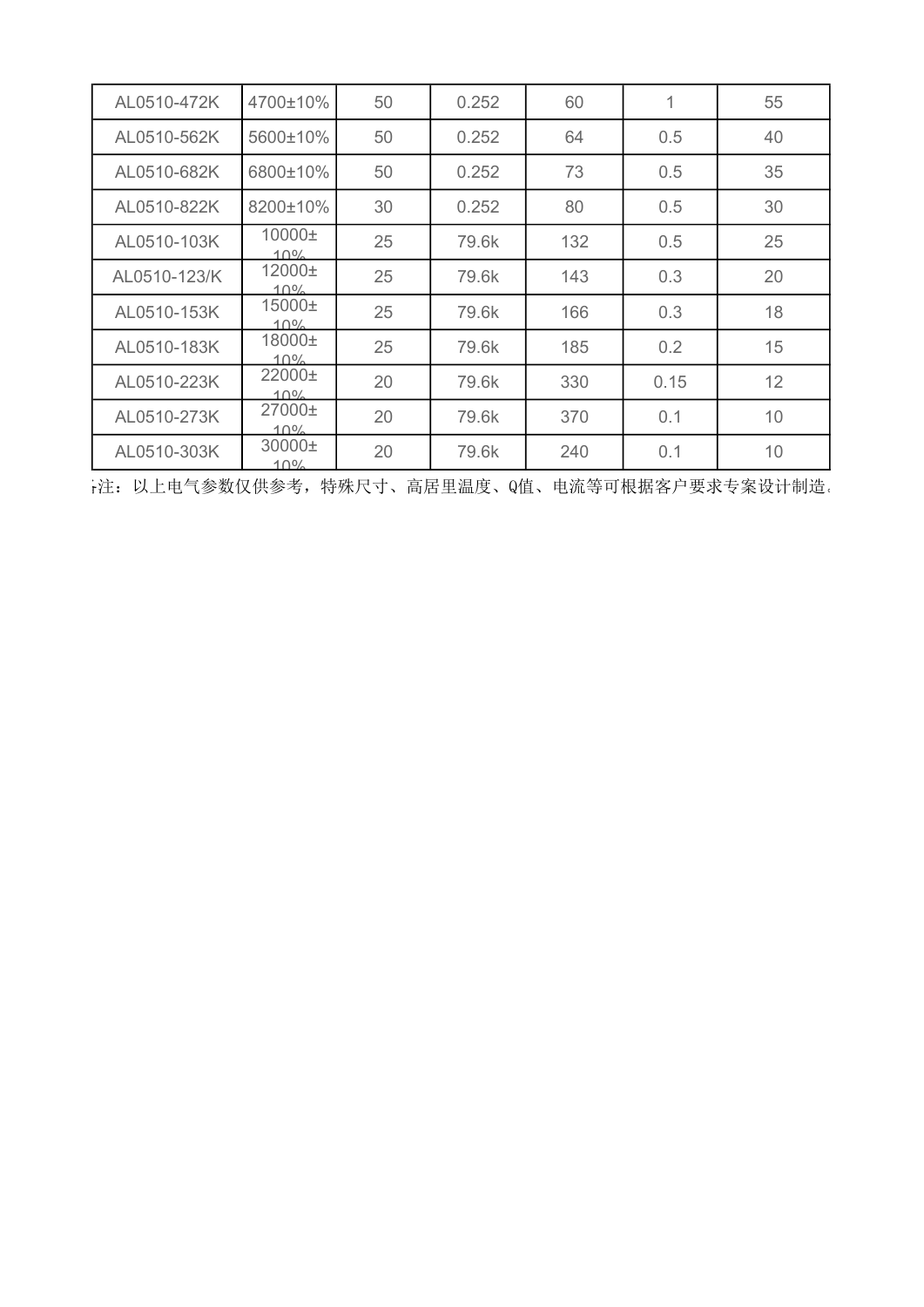| AL0510-472K | 4700±10% | 50 | 0.252 | 60 | 1 | 55 |
|---|---|---|---|---|---|---|
| AL0510-562K | 5600±10% | 50 | 0.252 | 64 | 0.5 | 40 |
| AL0510-682K | 6800±10% | 50 | 0.252 | 73 | 0.5 | 35 |
| AL0510-822K | 8200±10% | 30 | 0.252 | 80 | 0.5 | 30 |
| AL0510-103K | 10000±10% | 25 | 79.6k | 132 | 0.5 | 25 |
| AL0510-123/K | 12000±10% | 25 | 79.6k | 143 | 0.3 | 20 |
| AL0510-153K | 15000±10% | 25 | 79.6k | 166 | 0.3 | 18 |
| AL0510-183K | 18000±10% | 25 | 79.6k | 185 | 0.2 | 15 |
| AL0510-223K | 22000±10% | 20 | 79.6k | 330 | 0.15 | 12 |
| AL0510-273K | 27000±10% | 20 | 79.6k | 370 | 0.1 | 10 |
| AL0510-303K | 30000±10% | 20 | 79.6k | 240 | 0.1 | 10 |

备注：以上电气参数仅供参考，特殊尺寸、高居里温度、Q值、电流等可根据客户要求专案设计制造。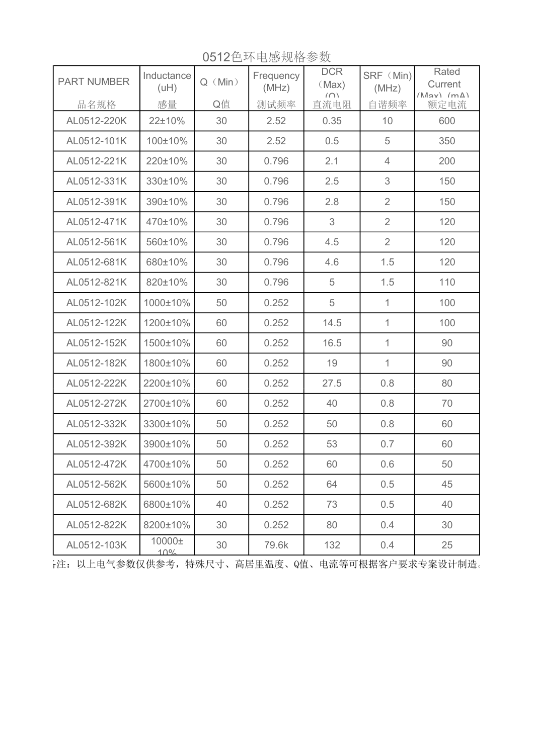# 0512色环电感规格参数

| PART NUMBER<br>品名规格 | Inductance (uH)<br>感量 | Q（Min）<br>Q值 | Frequency (MHz)<br>测试频率 | DCR（Max）(Ω)<br>直流电阻 | SRF（Min）(MHz)<br>自谐频率 | Rated Current (Max) (mA)<br>额定电流 |
|---|---|---|---|---|---|---|
| AL0512-220K | 22±10% | 30 | 2.52 | 0.35 | 10 | 600 |
| AL0512-101K | 100±10% | 30 | 2.52 | 0.5 | 5 | 350 |
| AL0512-221K | 220±10% | 30 | 0.796 | 2.1 | 4 | 200 |
| AL0512-331K | 330±10% | 30 | 0.796 | 2.5 | 3 | 150 |
| AL0512-391K | 390±10% | 30 | 0.796 | 2.8 | 2 | 150 |
| AL0512-471K | 470±10% | 30 | 0.796 | 3 | 2 | 120 |
| AL0512-561K | 560±10% | 30 | 0.796 | 4.5 | 2 | 120 |
| AL0512-681K | 680±10% | 30 | 0.796 | 4.6 | 1.5 | 120 |
| AL0512-821K | 820±10% | 30 | 0.796 | 5 | 1.5 | 110 |
| AL0512-102K | 1000±10% | 50 | 0.252 | 5 | 1 | 100 |
| AL0512-122K | 1200±10% | 60 | 0.252 | 14.5 | 1 | 100 |
| AL0512-152K | 1500±10% | 60 | 0.252 | 16.5 | 1 | 90 |
| AL0512-182K | 1800±10% | 60 | 0.252 | 19 | 1 | 90 |
| AL0512-222K | 2200±10% | 60 | 0.252 | 27.5 | 0.8 | 80 |
| AL0512-272K | 2700±10% | 60 | 0.252 | 40 | 0.8 | 70 |
| AL0512-332K | 3300±10% | 50 | 0.252 | 50 | 0.8 | 60 |
| AL0512-392K | 3900±10% | 50 | 0.252 | 53 | 0.7 | 60 |
| AL0512-472K | 4700±10% | 50 | 0.252 | 60 | 0.6 | 50 |
| AL0512-562K | 5600±10% | 50 | 0.252 | 64 | 0.5 | 45 |
| AL0512-682K | 6800±10% | 40 | 0.252 | 73 | 0.5 | 40 |
| AL0512-822K | 8200±10% | 30 | 0.252 | 80 | 0.4 | 30 |
| AL0512-103K | 10000±10% | 30 | 79.6k | 132 | 0.4 | 25 |

备注：以上电气参数仅供参考，特殊尺寸、高居里温度、Q值、电流等可根据客户要求专案设计制造。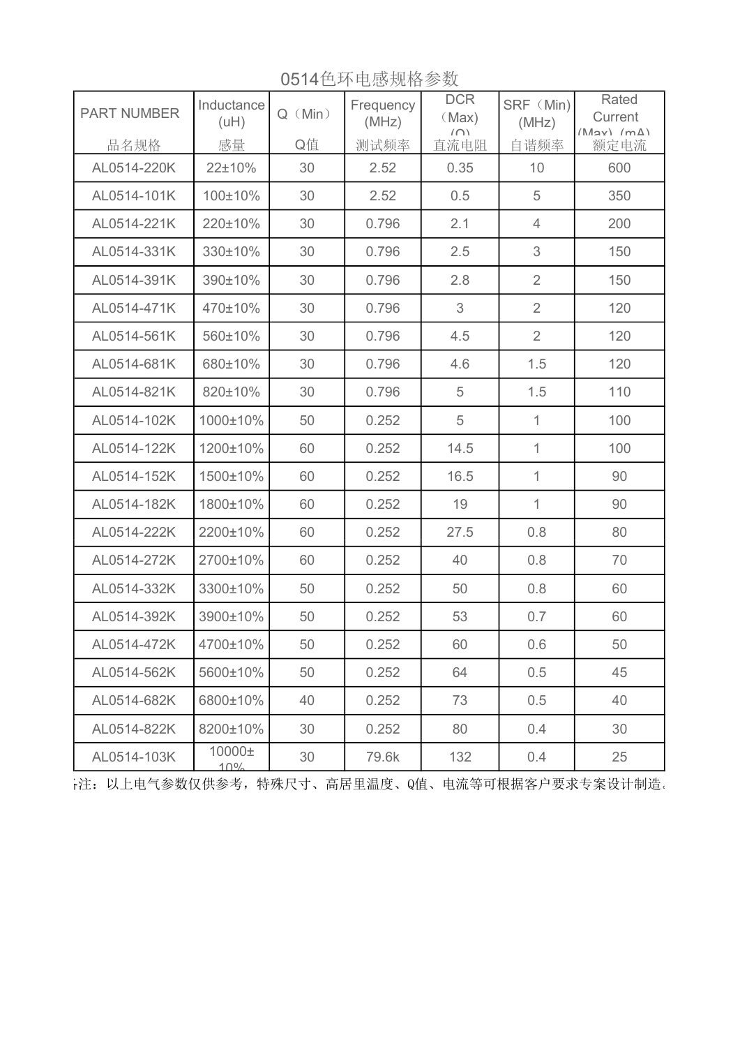# 0514色环电感规格参数

| PART NUMBER 品名规格 | Inductance (uH) 感量 | Q（Min） Q值 | Frequency (MHz) 测试频率 | DCR（Max） (Ω) 直流电阻 | SRF（Min） (MHz) 自谐频率 | Rated Current (Max) (mA) 额定电流 |
|---|---|---|---|---|---|---|
| AL0514-220K | 22±10% | 30 | 2.52 | 0.35 | 10 | 600 |
| AL0514-101K | 100±10% | 30 | 2.52 | 0.5 | 5 | 350 |
| AL0514-221K | 220±10% | 30 | 0.796 | 2.1 | 4 | 200 |
| AL0514-331K | 330±10% | 30 | 0.796 | 2.5 | 3 | 150 |
| AL0514-391K | 390±10% | 30 | 0.796 | 2.8 | 2 | 150 |
| AL0514-471K | 470±10% | 30 | 0.796 | 3 | 2 | 120 |
| AL0514-561K | 560±10% | 30 | 0.796 | 4.5 | 2 | 120 |
| AL0514-681K | 680±10% | 30 | 0.796 | 4.6 | 1.5 | 120 |
| AL0514-821K | 820±10% | 30 | 0.796 | 5 | 1.5 | 110 |
| AL0514-102K | 1000±10% | 50 | 0.252 | 5 | 1 | 100 |
| AL0514-122K | 1200±10% | 60 | 0.252 | 14.5 | 1 | 100 |
| AL0514-152K | 1500±10% | 60 | 0.252 | 16.5 | 1 | 90 |
| AL0514-182K | 1800±10% | 60 | 0.252 | 19 | 1 | 90 |
| AL0514-222K | 2200±10% | 60 | 0.252 | 27.5 | 0.8 | 80 |
| AL0514-272K | 2700±10% | 60 | 0.252 | 40 | 0.8 | 70 |
| AL0514-332K | 3300±10% | 50 | 0.252 | 50 | 0.8 | 60 |
| AL0514-392K | 3900±10% | 50 | 0.252 | 53 | 0.7 | 60 |
| AL0514-472K | 4700±10% | 50 | 0.252 | 60 | 0.6 | 50 |
| AL0514-562K | 5600±10% | 50 | 0.252 | 64 | 0.5 | 45 |
| AL0514-682K | 6800±10% | 40 | 0.252 | 73 | 0.5 | 40 |
| AL0514-822K | 8200±10% | 30 | 0.252 | 80 | 0.4 | 30 |
| AL0514-103K | 10000±10% | 30 | 79.6k | 132 | 0.4 | 25 |

备注：以上电气参数仅供参考，特殊尺寸、高居里温度、Q值、电流等可根据客户要求专案设计制造。